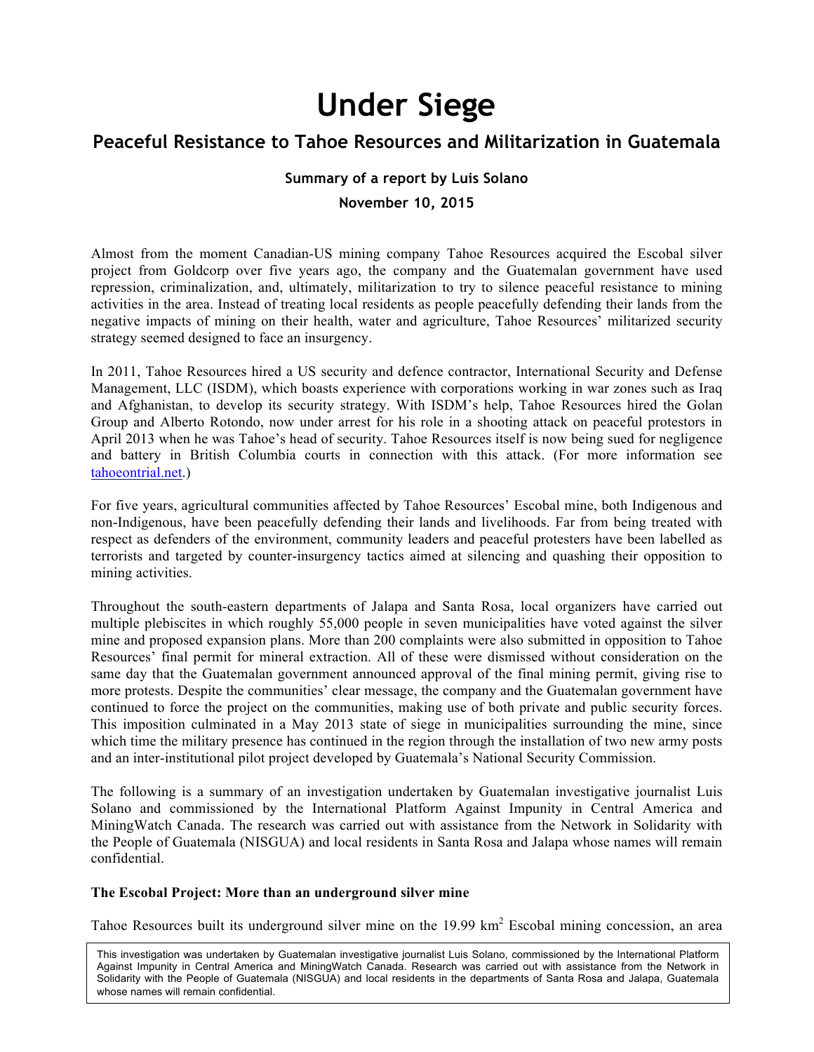# Under Siege

## Peaceful Resistance to Tahoe Resources and Militarization in Guatemala

**Summary of a report by Luis Solano**

**November 10, 2015**

Almost from the moment Canadian-US mining company Tahoe Resources acquired the Escobal silver project from Goldcorp over five years ago, the company and the Guatemalan government have used repression, criminalization, and, ultimately, militarization to try to silence peaceful resistance to mining activities in the area. Instead of treating local residents as people peacefully defending their lands from the negative impacts of mining on their health, water and agriculture, Tahoe Resources' militarized security strategy seemed designed to face an insurgency.

In 2011, Tahoe Resources hired a US security and defence contractor, International Security and Defense Management, LLC (ISDM), which boasts experience with corporations working in war zones such as Iraq and Afghanistan, to develop its security strategy. With ISDM's help, Tahoe Resources hired the Golan Group and Alberto Rotondo, now under arrest for his role in a shooting attack on peaceful protestors in April 2013 when he was Tahoe's head of security. Tahoe Resources itself is now being sued for negligence and battery in British Columbia courts in connection with this attack. (For more information see tahoeontrial.net.)

For five years, agricultural communities affected by Tahoe Resources' Escobal mine, both Indigenous and non-Indigenous, have been peacefully defending their lands and livelihoods. Far from being treated with respect as defenders of the environment, community leaders and peaceful protesters have been labelled as terrorists and targeted by counter-insurgency tactics aimed at silencing and quashing their opposition to mining activities.

Throughout the south-eastern departments of Jalapa and Santa Rosa, local organizers have carried out multiple plebiscites in which roughly 55,000 people in seven municipalities have voted against the silver mine and proposed expansion plans. More than 200 complaints were also submitted in opposition to Tahoe Resources' final permit for mineral extraction. All of these were dismissed without consideration on the same day that the Guatemalan government announced approval of the final mining permit, giving rise to more protests. Despite the communities' clear message, the company and the Guatemalan government have continued to force the project on the communities, making use of both private and public security forces. This imposition culminated in a May 2013 state of siege in municipalities surrounding the mine, since which time the military presence has continued in the region through the installation of two new army posts and an inter-institutional pilot project developed by Guatemala's National Security Commission.

The following is a summary of an investigation undertaken by Guatemalan investigative journalist Luis Solano and commissioned by the International Platform Against Impunity in Central America and MiningWatch Canada. The research was carried out with assistance from the Network in Solidarity with the People of Guatemala (NISGUA) and local residents in Santa Rosa and Jalapa whose names will remain confidential.

**The Escobal Project: More than an underground silver mine**

Tahoe Resources built its underground silver mine on the 19.99 km$^2$ Escobal mining concession, an area

This investigation was undertaken by Guatemalan investigative journalist Luis Solano, commissioned by the International Platform Against Impunity in Central America and MiningWatch Canada. Research was carried out with assistance from the Network in Solidarity with the People of Guatemala (NISGUA) and local residents in the departments of Santa Rosa and Jalapa, Guatemala whose names will remain confidential.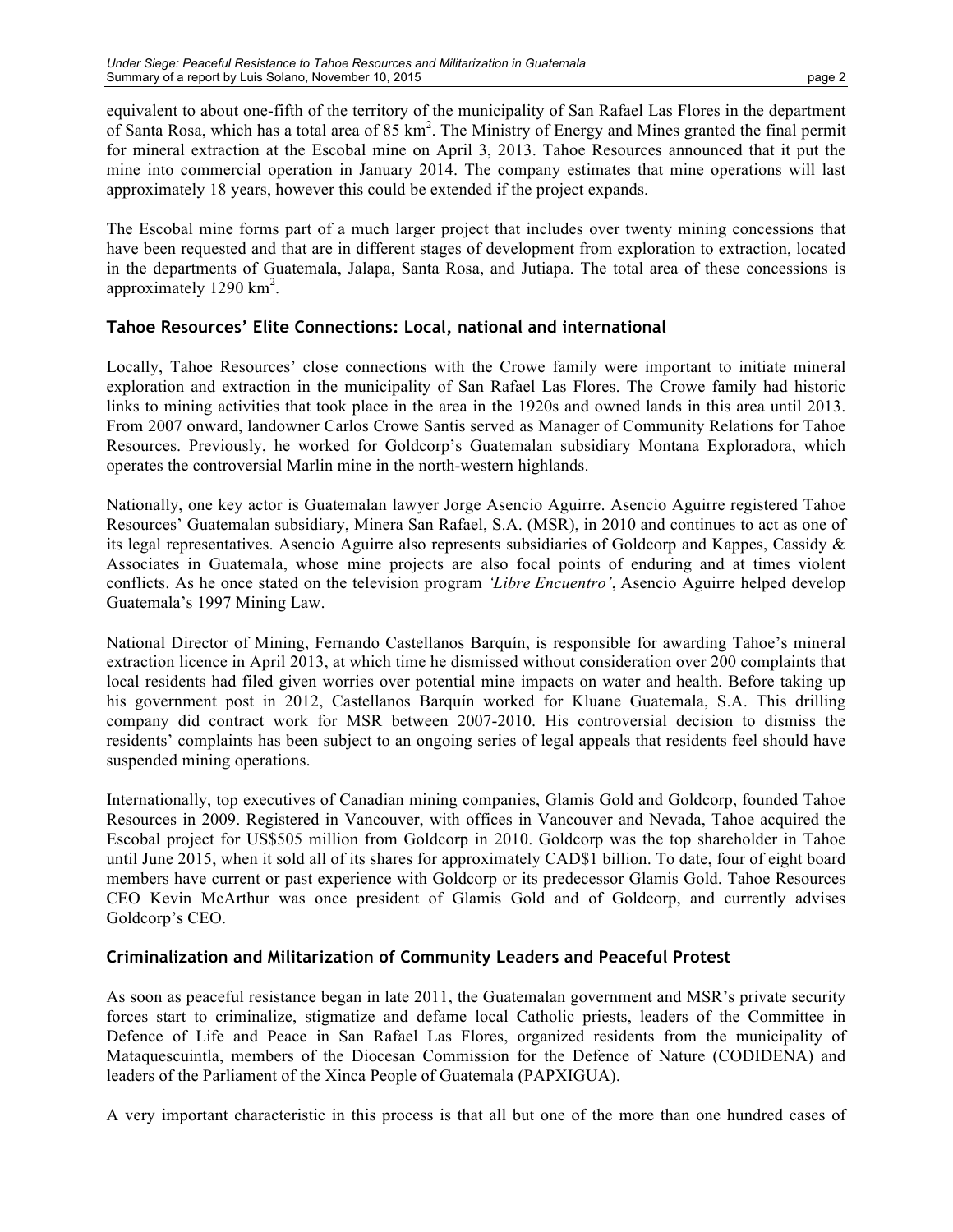equivalent to about one-fifth of the territory of the municipality of San Rafael Las Flores in the department of Santa Rosa, which has a total area of 85 $km^2$. The Ministry of Energy and Mines granted the final permit for mineral extraction at the Escobal mine on April 3, 2013. Tahoe Resources announced that it put the mine into commercial operation in January 2014. The company estimates that mine operations will last approximately 18 years, however this could be extended if the project expands.

The Escobal mine forms part of a much larger project that includes over twenty mining concessions that have been requested and that are in different stages of development from exploration to extraction, located in the departments of Guatemala, Jalapa, Santa Rosa, and Jutiapa. The total area of these concessions is approximately 1290 $km^2$.

## Tahoe Resources' Elite Connections: Local, national and international

Locally, Tahoe Resources' close connections with the Crowe family were important to initiate mineral exploration and extraction in the municipality of San Rafael Las Flores. The Crowe family had historic links to mining activities that took place in the area in the 1920s and owned lands in this area until 2013. From 2007 onward, landowner Carlos Crowe Santis served as Manager of Community Relations for Tahoe Resources. Previously, he worked for Goldcorp's Guatemalan subsidiary Montana Exploradora, which operates the controversial Marlin mine in the north-western highlands.

Nationally, one key actor is Guatemalan lawyer Jorge Asencio Aguirre. Asencio Aguirre registered Tahoe Resources' Guatemalan subsidiary, Minera San Rafael, S.A. (MSR), in 2010 and continues to act as one of its legal representatives. Asencio Aguirre also represents subsidiaries of Goldcorp and Kappes, Cassidy & Associates in Guatemala, whose mine projects are also focal points of enduring and at times violent conflicts. As he once stated on the television program *'Libre Encuentro'*, Asencio Aguirre helped develop Guatemala's 1997 Mining Law.

National Director of Mining, Fernando Castellanos Barquín, is responsible for awarding Tahoe's mineral extraction licence in April 2013, at which time he dismissed without consideration over 200 complaints that local residents had filed given worries over potential mine impacts on water and health. Before taking up his government post in 2012, Castellanos Barquín worked for Kluane Guatemala, S.A. This drilling company did contract work for MSR between 2007-2010. His controversial decision to dismiss the residents' complaints has been subject to an ongoing series of legal appeals that residents feel should have suspended mining operations.

Internationally, top executives of Canadian mining companies, Glamis Gold and Goldcorp, founded Tahoe Resources in 2009. Registered in Vancouver, with offices in Vancouver and Nevada, Tahoe acquired the Escobal project for US$505 million from Goldcorp in 2010. Goldcorp was the top shareholder in Tahoe until June 2015, when it sold all of its shares for approximately CAD$1 billion. To date, four of eight board members have current or past experience with Goldcorp or its predecessor Glamis Gold. Tahoe Resources CEO Kevin McArthur was once president of Glamis Gold and of Goldcorp, and currently advises Goldcorp's CEO.

## Criminalization and Militarization of Community Leaders and Peaceful Protest

As soon as peaceful resistance began in late 2011, the Guatemalan government and MSR's private security forces start to criminalize, stigmatize and defame local Catholic priests, leaders of the Committee in Defence of Life and Peace in San Rafael Las Flores, organized residents from the municipality of Mataquescuintla, members of the Diocesan Commission for the Defence of Nature (CODIDENA) and leaders of the Parliament of the Xinca People of Guatemala (PAPXIGUA).

A very important characteristic in this process is that all but one of the more than one hundred cases of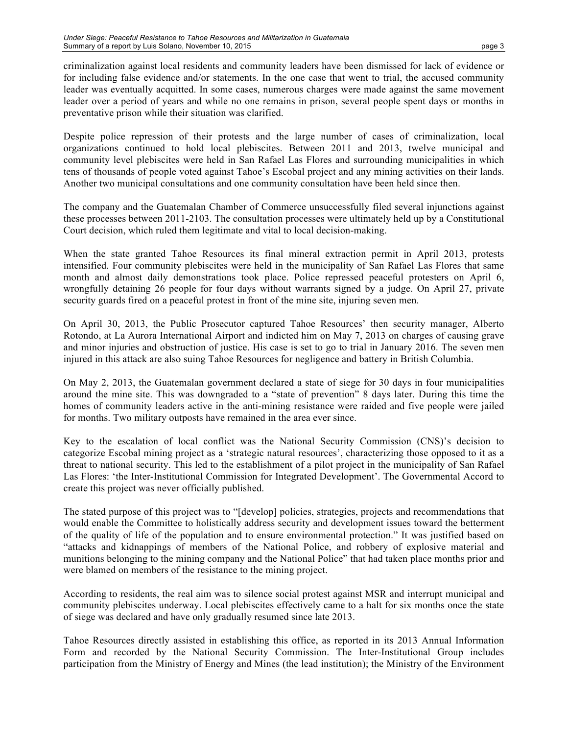criminalization against local residents and community leaders have been dismissed for lack of evidence or for including false evidence and/or statements. In the one case that went to trial, the accused community leader was eventually acquitted. In some cases, numerous charges were made against the same movement leader over a period of years and while no one remains in prison, several people spent days or months in preventative prison while their situation was clarified.

Despite police repression of their protests and the large number of cases of criminalization, local organizations continued to hold local plebiscites. Between 2011 and 2013, twelve municipal and community level plebiscites were held in San Rafael Las Flores and surrounding municipalities in which tens of thousands of people voted against Tahoe's Escobal project and any mining activities on their lands. Another two municipal consultations and one community consultation have been held since then.

The company and the Guatemalan Chamber of Commerce unsuccessfully filed several injunctions against these processes between 2011-2103. The consultation processes were ultimately held up by a Constitutional Court decision, which ruled them legitimate and vital to local decision-making.

When the state granted Tahoe Resources its final mineral extraction permit in April 2013, protests intensified. Four community plebiscites were held in the municipality of San Rafael Las Flores that same month and almost daily demonstrations took place. Police repressed peaceful protesters on April 6, wrongfully detaining 26 people for four days without warrants signed by a judge. On April 27, private security guards fired on a peaceful protest in front of the mine site, injuring seven men.

On April 30, 2013, the Public Prosecutor captured Tahoe Resources' then security manager, Alberto Rotondo, at La Aurora International Airport and indicted him on May 7, 2013 on charges of causing grave and minor injuries and obstruction of justice. His case is set to go to trial in January 2016. The seven men injured in this attack are also suing Tahoe Resources for negligence and battery in British Columbia.

On May 2, 2013, the Guatemalan government declared a state of siege for 30 days in four municipalities around the mine site. This was downgraded to a "state of prevention" 8 days later. During this time the homes of community leaders active in the anti-mining resistance were raided and five people were jailed for months. Two military outposts have remained in the area ever since.

Key to the escalation of local conflict was the National Security Commission (CNS)'s decision to categorize Escobal mining project as a 'strategic natural resources', characterizing those opposed to it as a threat to national security. This led to the establishment of a pilot project in the municipality of San Rafael Las Flores: 'the Inter-Institutional Commission for Integrated Development'. The Governmental Accord to create this project was never officially published.

The stated purpose of this project was to "[develop] policies, strategies, projects and recommendations that would enable the Committee to holistically address security and development issues toward the betterment of the quality of life of the population and to ensure environmental protection." It was justified based on "attacks and kidnappings of members of the National Police, and robbery of explosive material and munitions belonging to the mining company and the National Police" that had taken place months prior and were blamed on members of the resistance to the mining project.

According to residents, the real aim was to silence social protest against MSR and interrupt municipal and community plebiscites underway. Local plebiscites effectively came to a halt for six months once the state of siege was declared and have only gradually resumed since late 2013.

Tahoe Resources directly assisted in establishing this office, as reported in its 2013 Annual Information Form and recorded by the National Security Commission. The Inter-Institutional Group includes participation from the Ministry of Energy and Mines (the lead institution); the Ministry of the Environment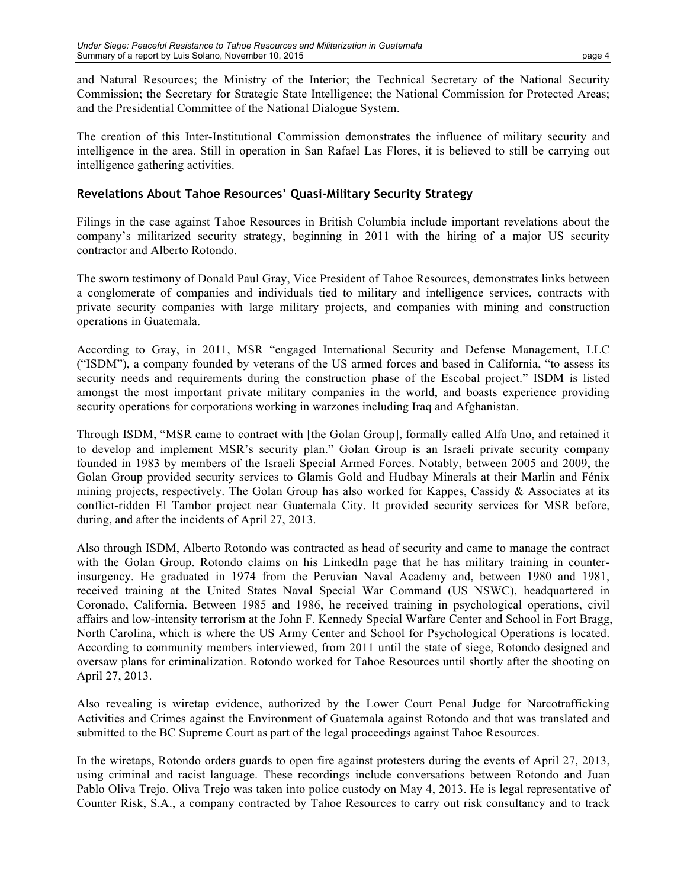and Natural Resources; the Ministry of the Interior; the Technical Secretary of the National Security Commission; the Secretary for Strategic State Intelligence; the National Commission for Protected Areas; and the Presidential Committee of the National Dialogue System.

The creation of this Inter-Institutional Commission demonstrates the influence of military security and intelligence in the area. Still in operation in San Rafael Las Flores, it is believed to still be carrying out intelligence gathering activities.

## Revelations About Tahoe Resources' Quasi-Military Security Strategy

Filings in the case against Tahoe Resources in British Columbia include important revelations about the company's militarized security strategy, beginning in 2011 with the hiring of a major US security contractor and Alberto Rotondo.

The sworn testimony of Donald Paul Gray, Vice President of Tahoe Resources, demonstrates links between a conglomerate of companies and individuals tied to military and intelligence services, contracts with private security companies with large military projects, and companies with mining and construction operations in Guatemala.

According to Gray, in 2011, MSR "engaged International Security and Defense Management, LLC ("ISDM"), a company founded by veterans of the US armed forces and based in California, "to assess its security needs and requirements during the construction phase of the Escobal project." ISDM is listed amongst the most important private military companies in the world, and boasts experience providing security operations for corporations working in warzones including Iraq and Afghanistan.

Through ISDM, "MSR came to contract with [the Golan Group], formally called Alfa Uno, and retained it to develop and implement MSR's security plan." Golan Group is an Israeli private security company founded in 1983 by members of the Israeli Special Armed Forces. Notably, between 2005 and 2009, the Golan Group provided security services to Glamis Gold and Hudbay Minerals at their Marlin and Fénix mining projects, respectively. The Golan Group has also worked for Kappes, Cassidy & Associates at its conflict-ridden El Tambor project near Guatemala City. It provided security services for MSR before, during, and after the incidents of April 27, 2013.

Also through ISDM, Alberto Rotondo was contracted as head of security and came to manage the contract with the Golan Group. Rotondo claims on his LinkedIn page that he has military training in counter-insurgency. He graduated in 1974 from the Peruvian Naval Academy and, between 1980 and 1981, received training at the United States Naval Special War Command (US NSWC), headquartered in Coronado, California. Between 1985 and 1986, he received training in psychological operations, civil affairs and low-intensity terrorism at the John F. Kennedy Special Warfare Center and School in Fort Bragg, North Carolina, which is where the US Army Center and School for Psychological Operations is located. According to community members interviewed, from 2011 until the state of siege, Rotondo designed and oversaw plans for criminalization. Rotondo worked for Tahoe Resources until shortly after the shooting on April 27, 2013.

Also revealing is wiretap evidence, authorized by the Lower Court Penal Judge for Narcotrafficking Activities and Crimes against the Environment of Guatemala against Rotondo and that was translated and submitted to the BC Supreme Court as part of the legal proceedings against Tahoe Resources.

In the wiretaps, Rotondo orders guards to open fire against protesters during the events of April 27, 2013, using criminal and racist language. These recordings include conversations between Rotondo and Juan Pablo Oliva Trejo. Oliva Trejo was taken into police custody on May 4, 2013. He is legal representative of Counter Risk, S.A., a company contracted by Tahoe Resources to carry out risk consultancy and to track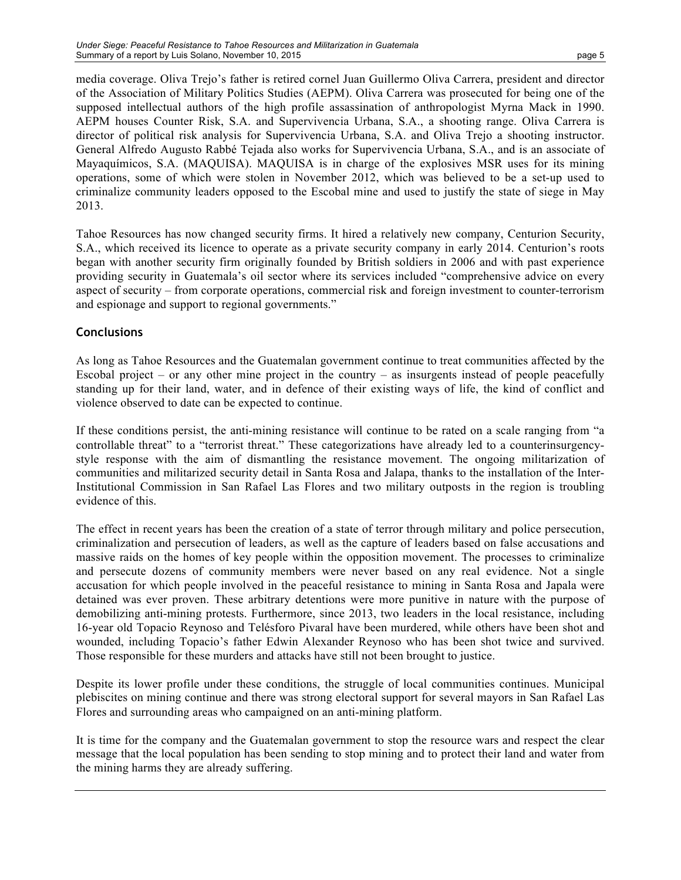media coverage. Oliva Trejo's father is retired cornel Juan Guillermo Oliva Carrera, president and director of the Association of Military Politics Studies (AEPM). Oliva Carrera was prosecuted for being one of the supposed intellectual authors of the high profile assassination of anthropologist Myrna Mack in 1990. AEPM houses Counter Risk, S.A. and Supervivencia Urbana, S.A., a shooting range. Oliva Carrera is director of political risk analysis for Supervivencia Urbana, S.A. and Oliva Trejo a shooting instructor. General Alfredo Augusto Rabbé Tejada also works for Supervivencia Urbana, S.A., and is an associate of Mayaquímicos, S.A. (MAQUISA). MAQUISA is in charge of the explosives MSR uses for its mining operations, some of which were stolen in November 2012, which was believed to be a set-up used to criminalize community leaders opposed to the Escobal mine and used to justify the state of siege in May 2013.

Tahoe Resources has now changed security firms. It hired a relatively new company, Centurion Security, S.A., which received its licence to operate as a private security company in early 2014. Centurion's roots began with another security firm originally founded by British soldiers in 2006 and with past experience providing security in Guatemala's oil sector where its services included "comprehensive advice on every aspect of security – from corporate operations, commercial risk and foreign investment to counter-terrorism and espionage and support to regional governments."

## Conclusions

As long as Tahoe Resources and the Guatemalan government continue to treat communities affected by the Escobal project – or any other mine project in the country – as insurgents instead of people peacefully standing up for their land, water, and in defence of their existing ways of life, the kind of conflict and violence observed to date can be expected to continue.

If these conditions persist, the anti-mining resistance will continue to be rated on a scale ranging from "a controllable threat" to a "terrorist threat." These categorizations have already led to a counterinsurgency-style response with the aim of dismantling the resistance movement. The ongoing militarization of communities and militarized security detail in Santa Rosa and Jalapa, thanks to the installation of the Inter-Institutional Commission in San Rafael Las Flores and two military outposts in the region is troubling evidence of this.

The effect in recent years has been the creation of a state of terror through military and police persecution, criminalization and persecution of leaders, as well as the capture of leaders based on false accusations and massive raids on the homes of key people within the opposition movement. The processes to criminalize and persecute dozens of community members were never based on any real evidence. Not a single accusation for which people involved in the peaceful resistance to mining in Santa Rosa and Japala were detained was ever proven. These arbitrary detentions were more punitive in nature with the purpose of demobilizing anti-mining protests. Furthermore, since 2013, two leaders in the local resistance, including 16-year old Topacio Reynoso and Telésforo Pivaral have been murdered, while others have been shot and wounded, including Topacio's father Edwin Alexander Reynoso who has been shot twice and survived. Those responsible for these murders and attacks have still not been brought to justice.

Despite its lower profile under these conditions, the struggle of local communities continues. Municipal plebiscites on mining continue and there was strong electoral support for several mayors in San Rafael Las Flores and surrounding areas who campaigned on an anti-mining platform.

It is time for the company and the Guatemalan government to stop the resource wars and respect the clear message that the local population has been sending to stop mining and to protect their land and water from the mining harms they are already suffering.